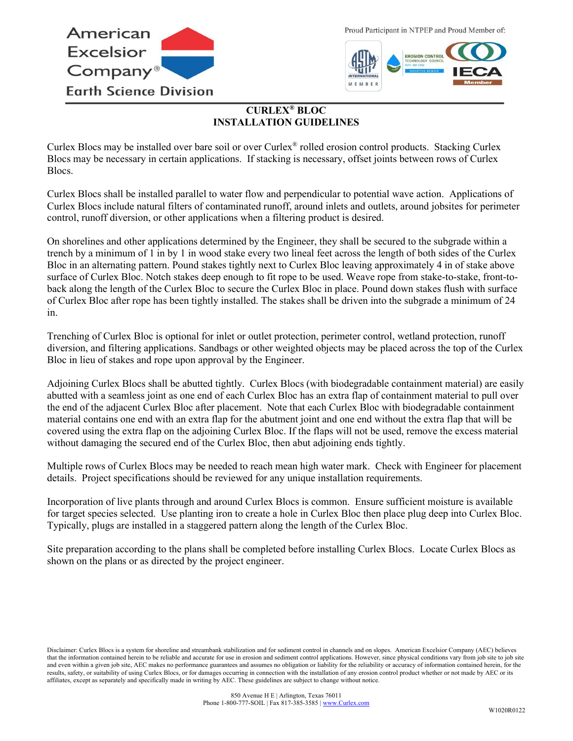American Excelsior Company®
Earth Science Division

Proud Participant in NTPEP and Proud Member of:

# CURLEX® BLOC
# INSTALLATION GUIDELINES

Curlex Blocs may be installed over bare soil or over Curlex® rolled erosion control products. Stacking Curlex Blocs may be necessary in certain applications. If stacking is necessary, offset joints between rows of Curlex Blocs.

Curlex Blocs shall be installed parallel to water flow and perpendicular to potential wave action. Applications of Curlex Blocs include natural filters of contaminated runoff, around inlets and outlets, around jobsites for perimeter control, runoff diversion, or other applications when a filtering product is desired.

On shorelines and other applications determined by the Engineer, they shall be secured to the subgrade within a trench by a minimum of 1 in by 1 in wood stake every two lineal feet across the length of both sides of the Curlex Bloc in an alternating pattern. Pound stakes tightly next to Curlex Bloc leaving approximately 4 in of stake above surface of Curlex Bloc. Notch stakes deep enough to fit rope to be used. Weave rope from stake-to-stake, front-to-back along the length of the Curlex Bloc to secure the Curlex Bloc in place. Pound down stakes flush with surface of Curlex Bloc after rope has been tightly installed. The stakes shall be driven into the subgrade a minimum of 24 in.

Trenching of Curlex Bloc is optional for inlet or outlet protection, perimeter control, wetland protection, runoff diversion, and filtering applications. Sandbags or other weighted objects may be placed across the top of the Curlex Bloc in lieu of stakes and rope upon approval by the Engineer.

Adjoining Curlex Blocs shall be abutted tightly. Curlex Blocs (with biodegradable containment material) are easily abutted with a seamless joint as one end of each Curlex Bloc has an extra flap of containment material to pull over the end of the adjacent Curlex Bloc after placement. Note that each Curlex Bloc with biodegradable containment material contains one end with an extra flap for the abutment joint and one end without the extra flap that will be covered using the extra flap on the adjoining Curlex Bloc. If the flaps will not be used, remove the excess material without damaging the secured end of the Curlex Bloc, then abut adjoining ends tightly.

Multiple rows of Curlex Blocs may be needed to reach mean high water mark. Check with Engineer for placement details. Project specifications should be reviewed for any unique installation requirements.

Incorporation of live plants through and around Curlex Blocs is common. Ensure sufficient moisture is available for target species selected. Use planting iron to create a hole in Curlex Bloc then place plug deep into Curlex Bloc. Typically, plugs are installed in a staggered pattern along the length of the Curlex Bloc.

Site preparation according to the plans shall be completed before installing Curlex Blocs. Locate Curlex Blocs as shown on the plans or as directed by the project engineer.

Disclaimer: Curlex Blocs is a system for shoreline and streambank stabilization and for sediment control in channels and on slopes. American Excelsior Company (AEC) believes that the information contained herein to be reliable and accurate for use in erosion and sediment control applications. However, since physical conditions vary from job site to job site and even within a given job site, AEC makes no performance guarantees and assumes no obligation or liability for the reliability or accuracy of information contained herein, for the results, safety, or suitability of using Curlex Blocs, or for damages occurring in connection with the installation of any erosion control product whether or not made by AEC or its affiliates, except as separately and specifically made in writing by AEC. These guidelines are subject to change without notice.

850 Avenue H E | Arlington, Texas 76011
Phone 1-800-777-SOIL | Fax 817-385-3585 | www.Curlex.com

W1020R0122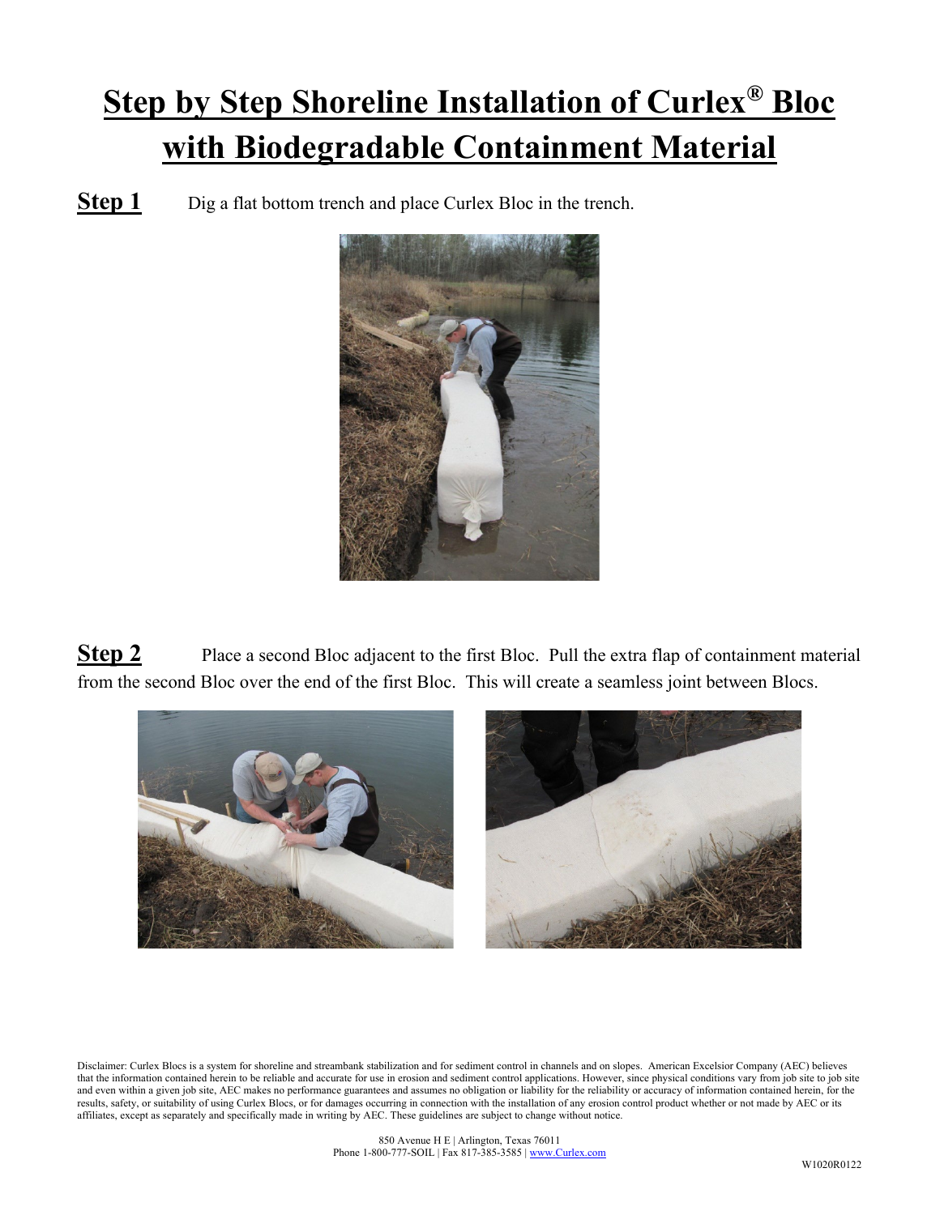# Step by Step Shoreline Installation of Curlex® Bloc with Biodegradable Containment Material

**Step 1** Dig a flat bottom trench and place Curlex Bloc in the trench.

**Step 2** Place a second Bloc adjacent to the first Bloc. Pull the extra flap of containment material from the second Bloc over the end of the first Bloc. This will create a seamless joint between Blocs.

Disclaimer: Curlex Blocs is a system for shoreline and streambank stabilization and for sediment control in channels and on slopes. American Excelsior Company (AEC) believes that the information contained herein to be reliable and accurate for use in erosion and sediment control applications. However, since physical conditions vary from job site to job site and even within a given job site, AEC makes no performance guarantees and assumes no obligation or liability for the reliability or accuracy of information contained herein, for the results, safety, or suitability of using Curlex Blocs, or for damages occurring in connection with the installation of any erosion control product whether or not made by AEC or its affiliates, except as separately and specifically made in writing by AEC. These guidelines are subject to change without notice.

850 Avenue H E | Arlington, Texas 76011
Phone 1-800-777-SOIL | Fax 817-385-3585 | www.Curlex.com

W1020R0122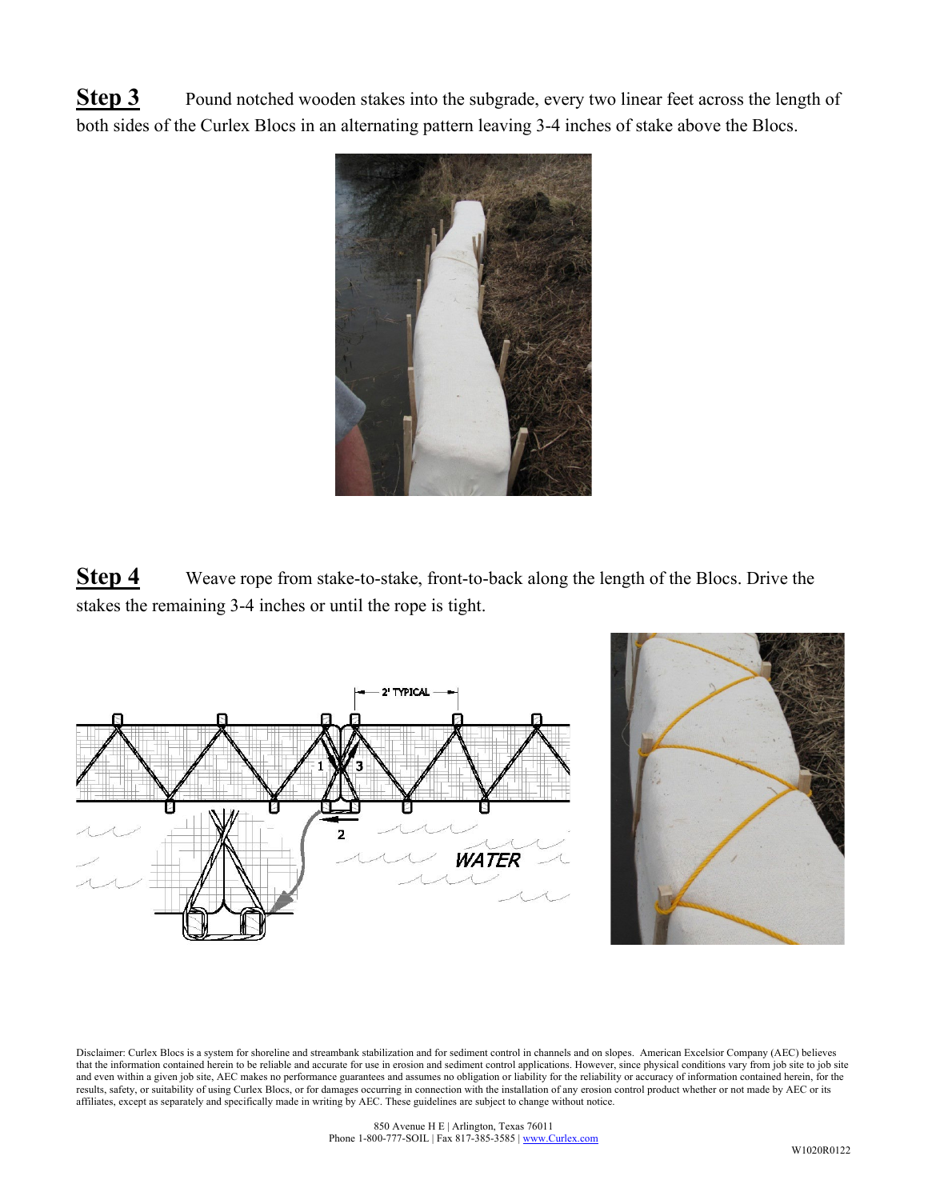**Step 3** Pound notched wooden stakes into the subgrade, every two linear feet across the length of both sides of the Curlex Blocs in an alternating pattern leaving 3-4 inches of stake above the Blocs.

**Step 4** Weave rope from stake-to-stake, front-to-back along the length of the Blocs. Drive the stakes the remaining 3-4 inches or until the rope is tight.

Disclaimer: Curlex Blocs is a system for shoreline and streambank stabilization and for sediment control in channels and on slopes. American Excelsior Company (AEC) believes that the information contained herein to be reliable and accurate for use in erosion and sediment control applications. However, since physical conditions vary from job site to job site and even within a given job site, AEC makes no performance guarantees and assumes no obligation or liability for the reliability or accuracy of information contained herein, for the results, safety, or suitability of using Curlex Blocs, or for damages occurring in connection with the installation of any erosion control product whether or not made by AEC or its affiliates, except as separately and specifically made in writing by AEC. These guidelines are subject to change without notice.

850 Avenue H E | Arlington, Texas 76011
Phone 1-800-777-SOIL | Fax 817-385-3585 | www.Curlex.com

W1020R0122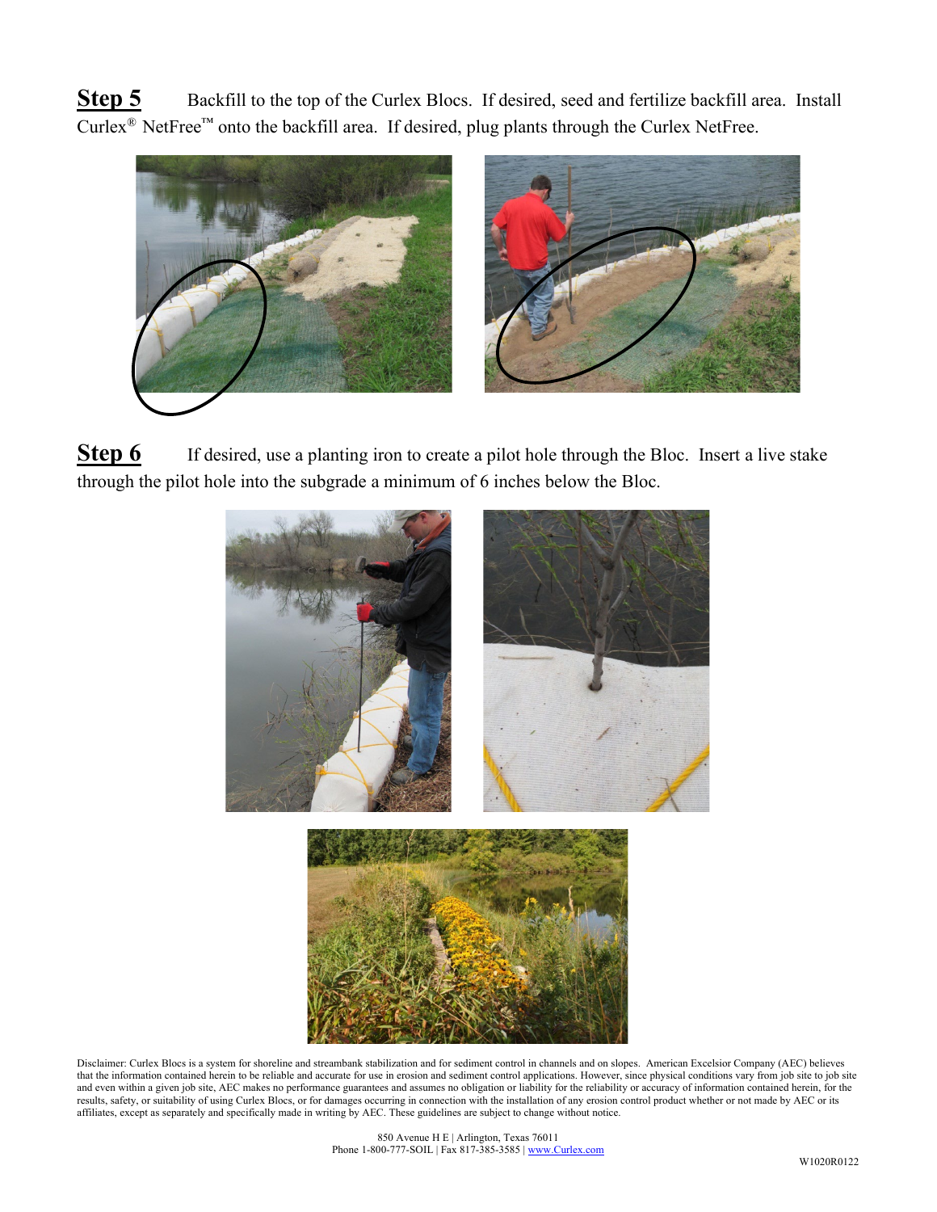**Step 5** Backfill to the top of the Curlex Blocs. If desired, seed and fertilize backfill area. Install Curlex® NetFree™ onto the backfill area. If desired, plug plants through the Curlex NetFree.

**Step 6** If desired, use a planting iron to create a pilot hole through the Bloc. Insert a live stake through the pilot hole into the subgrade a minimum of 6 inches below the Bloc.

Disclaimer: Curlex Blocs is a system for shoreline and streambank stabilization and for sediment control in channels and on slopes. American Excelsior Company (AEC) believes that the information contained herein to be reliable and accurate for use in erosion and sediment control applications. However, since physical conditions vary from job site to job site and even within a given job site, AEC makes no performance guarantees and assumes no obligation or liability for the reliability or accuracy of information contained herein, for the results, safety, or suitability of using Curlex Blocs, or for damages occurring in connection with the installation of any erosion control product whether or not made by AEC or its affiliates, except as separately and specifically made in writing by AEC. These guidelines are subject to change without notice.

850 Avenue H E | Arlington, Texas 76011
Phone 1-800-777-SOIL | Fax 817-385-3585 | www.Curlex.com

W1020R0122